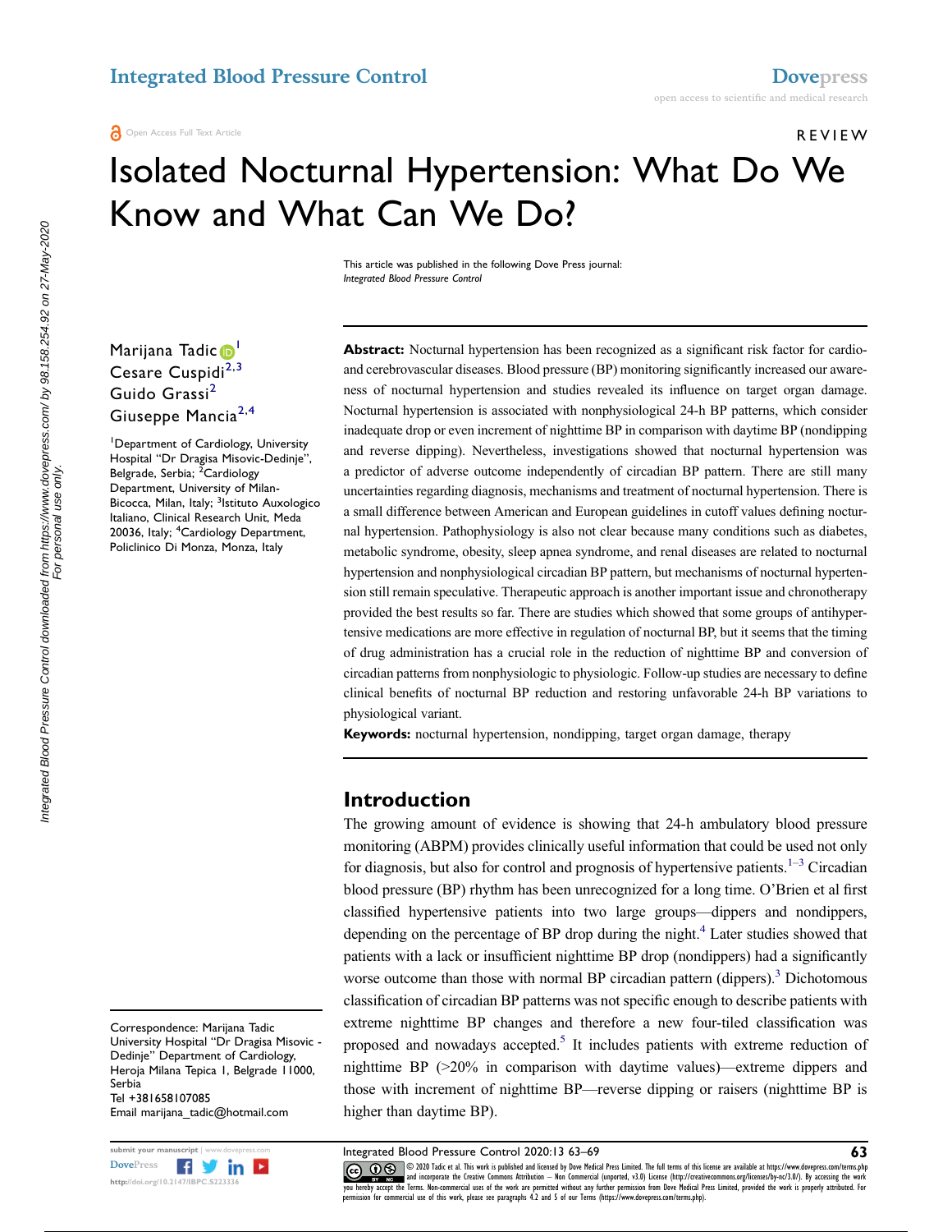REVIEW

# Isolated Nocturnal Hypertension: What Do We Know and What Can We Do?

This article was published in the following Dove Press journal:
*Integrated Blood Pressure Control*

Marijana Tadic[1]
Cesare Cuspidi[2,3]
Guido Grassi[2]
Giuseppe Mancia[2,4]

[1]Department of Cardiology, University Hospital "Dr Dragisa Misovic-Dedinje", Belgrade, Serbia; [2]Cardiology Department, University of Milan-Bicocca, Milan, Italy; [3]Istituto Auxologico Italiano, Clinical Research Unit, Meda 20036, Italy; [4]Cardiology Department, Policlinico Di Monza, Monza, Italy

Correspondence: Marijana Tadic
University Hospital "Dr Dragisa Misovic - Dedinje" Department of Cardiology, Heroja Milana Tepica 1, Belgrade 11000, Serbia
Tel +381658107085
Email marijana_tadic@hotmail.com

**Abstract:** Nocturnal hypertension has been recognized as a significant risk factor for cardio- and cerebrovascular diseases. Blood pressure (BP) monitoring significantly increased our awareness of nocturnal hypertension and studies revealed its influence on target organ damage. Nocturnal hypertension is associated with nonphysiological 24-h BP patterns, which consider inadequate drop or even increment of nighttime BP in comparison with daytime BP (nondipping and reverse dipping). Nevertheless, investigations showed that nocturnal hypertension was a predictor of adverse outcome independently of circadian BP pattern. There are still many uncertainties regarding diagnosis, mechanisms and treatment of nocturnal hypertension. There is a small difference between American and European guidelines in cutoff values defining nocturnal hypertension. Pathophysiology is also not clear because many conditions such as diabetes, metabolic syndrome, obesity, sleep apnea syndrome, and renal diseases are related to nocturnal hypertension and nonphysiological circadian BP pattern, but mechanisms of nocturnal hypertension still remain speculative. Therapeutic approach is another important issue and chronotherapy provided the best results so far. There are studies which showed that some groups of antihypertensive medications are more effective in regulation of nocturnal BP, but it seems that the timing of drug administration has a crucial role in the reduction of nighttime BP and conversion of circadian patterns from nonphysiologic to physiologic. Follow-up studies are necessary to define clinical benefits of nocturnal BP reduction and restoring unfavorable 24-h BP variations to physiological variant.

**Keywords:** nocturnal hypertension, nondipping, target organ damage, therapy

## Introduction

The growing amount of evidence is showing that 24-h ambulatory blood pressure monitoring (ABPM) provides clinically useful information that could be used not only for diagnosis, but also for control and prognosis of hypertensive patients.[1–3] Circadian blood pressure (BP) rhythm has been unrecognized for a long time. O'Brien et al first classified hypertensive patients into two large groups—dippers and nondippers, depending on the percentage of BP drop during the night.[4] Later studies showed that patients with a lack or insufficient nighttime BP drop (nondippers) had a significantly worse outcome than those with normal BP circadian pattern (dippers).[3] Dichotomous classification of circadian BP patterns was not specific enough to describe patients with extreme nighttime BP changes and therefore a new four-tiled classification was proposed and nowadays accepted.[5] It includes patients with extreme reduction of nighttime BP (>20% in comparison with daytime values)—extreme dippers and those with increment of nighttime BP—reverse dipping or raisers (nighttime BP is higher than daytime BP).

© 2020 Tadic et al. This work is published and licensed by Dove Medical Press Limited. The full terms of this license are available at https://www.dovepress.com/terms.php and incorporate the Creative Commons Attribution – Non Commercial (unported, v3.0) License (http://creativecommons.org/licenses/by-nc/3.0/). By accessing the work you hereby accept the Terms. Non-commercial uses of the work are permitted without any further permission from Dove Medical Press Limited, provided the work is properly attributed. For permission for commercial use of this work, please see paragraphs 4.2 and 5 of our Terms (https://www.dovepress.com/terms.php).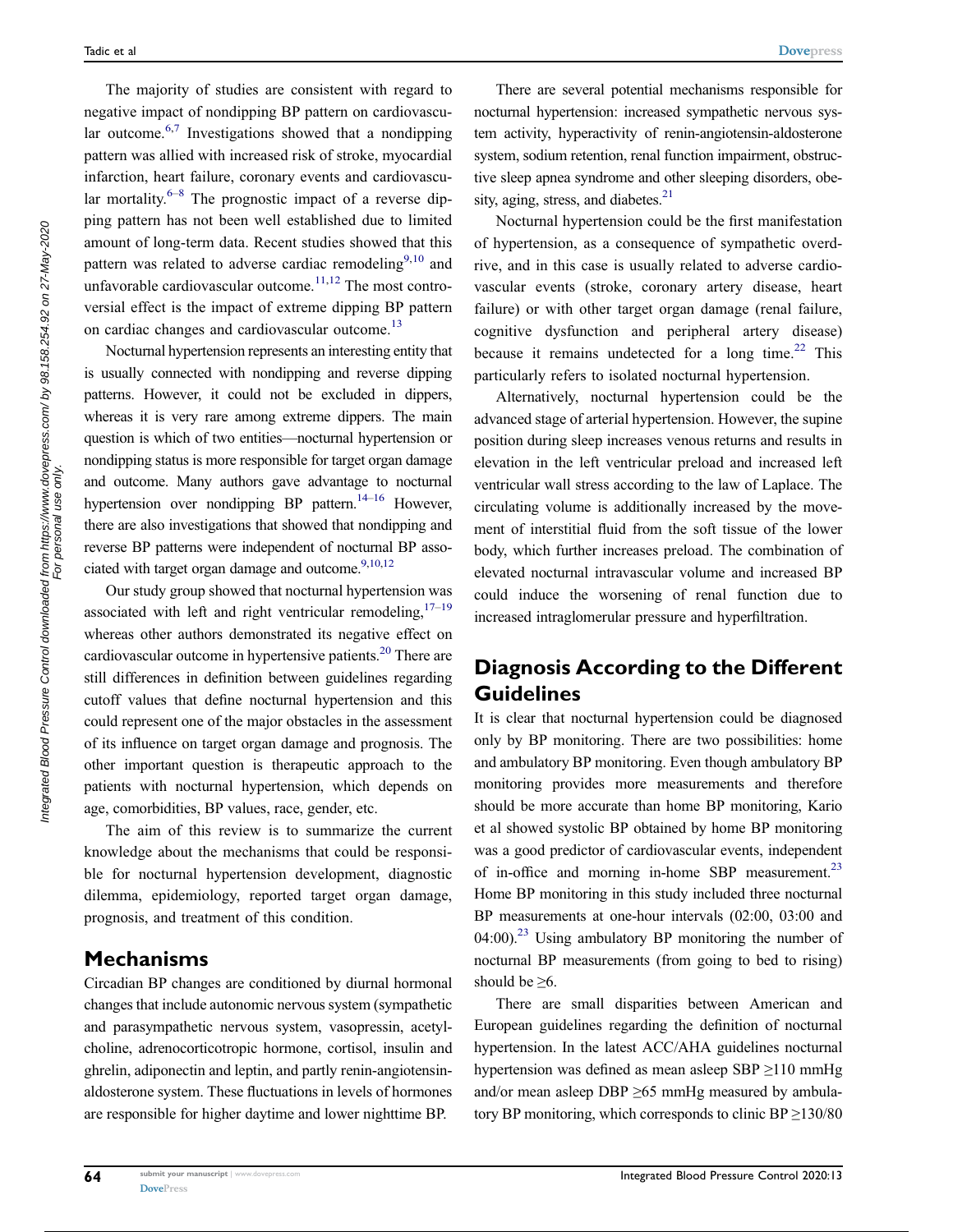The majority of studies are consistent with regard to negative impact of nondipping BP pattern on cardiovascular outcome.[6,7] Investigations showed that a nondipping pattern was allied with increased risk of stroke, myocardial infarction, heart failure, coronary events and cardiovascular mortality.[6–8] The prognostic impact of a reverse dipping pattern has not been well established due to limited amount of long-term data. Recent studies showed that this pattern was related to adverse cardiac remodeling[9,10] and unfavorable cardiovascular outcome.[11,12] The most controversial effect is the impact of extreme dipping BP pattern on cardiac changes and cardiovascular outcome.[13]

Nocturnal hypertension represents an interesting entity that is usually connected with nondipping and reverse dipping patterns. However, it could not be excluded in dippers, whereas it is very rare among extreme dippers. The main question is which of two entities—nocturnal hypertension or nondipping status is more responsible for target organ damage and outcome. Many authors gave advantage to nocturnal hypertension over nondipping BP pattern.[14–16] However, there are also investigations that showed that nondipping and reverse BP patterns were independent of nocturnal BP associated with target organ damage and outcome.[9,10,12]

Our study group showed that nocturnal hypertension was associated with left and right ventricular remodeling,[17–19] whereas other authors demonstrated its negative effect on cardiovascular outcome in hypertensive patients.[20] There are still differences in definition between guidelines regarding cutoff values that define nocturnal hypertension and this could represent one of the major obstacles in the assessment of its influence on target organ damage and prognosis. The other important question is therapeutic approach to the patients with nocturnal hypertension, which depends on age, comorbidities, BP values, race, gender, etc.

The aim of this review is to summarize the current knowledge about the mechanisms that could be responsible for nocturnal hypertension development, diagnostic dilemma, epidemiology, reported target organ damage, prognosis, and treatment of this condition.

## Mechanisms

Circadian BP changes are conditioned by diurnal hormonal changes that include autonomic nervous system (sympathetic and parasympathetic nervous system, vasopressin, acetylcholine, adrenocorticotropic hormone, cortisol, insulin and ghrelin, adiponectin and leptin, and partly renin-angiotensin-aldosterone system. These fluctuations in levels of hormones are responsible for higher daytime and lower nighttime BP.

There are several potential mechanisms responsible for nocturnal hypertension: increased sympathetic nervous system activity, hyperactivity of renin-angiotensin-aldosterone system, sodium retention, renal function impairment, obstructive sleep apnea syndrome and other sleeping disorders, obesity, aging, stress, and diabetes.[21]

Nocturnal hypertension could be the first manifestation of hypertension, as a consequence of sympathetic overdrive, and in this case is usually related to adverse cardiovascular events (stroke, coronary artery disease, heart failure) or with other target organ damage (renal failure, cognitive dysfunction and peripheral artery disease) because it remains undetected for a long time.[22] This particularly refers to isolated nocturnal hypertension.

Alternatively, nocturnal hypertension could be the advanced stage of arterial hypertension. However, the supine position during sleep increases venous returns and results in elevation in the left ventricular preload and increased left ventricular wall stress according to the law of Laplace. The circulating volume is additionally increased by the movement of interstitial fluid from the soft tissue of the lower body, which further increases preload. The combination of elevated nocturnal intravascular volume and increased BP could induce the worsening of renal function due to increased intraglomerular pressure and hyperfiltration.

## Diagnosis According to the Different Guidelines

It is clear that nocturnal hypertension could be diagnosed only by BP monitoring. There are two possibilities: home and ambulatory BP monitoring. Even though ambulatory BP monitoring provides more measurements and therefore should be more accurate than home BP monitoring, Kario et al showed systolic BP obtained by home BP monitoring was a good predictor of cardiovascular events, independent of in-office and morning in-home SBP measurement.[23] Home BP monitoring in this study included three nocturnal BP measurements at one-hour intervals (02:00, 03:00 and 04:00).[23] Using ambulatory BP monitoring the number of nocturnal BP measurements (from going to bed to rising) should be ≥6.

There are small disparities between American and European guidelines regarding the definition of nocturnal hypertension. In the latest ACC/AHA guidelines nocturnal hypertension was defined as mean asleep SBP ≥110 mmHg and/or mean asleep DBP ≥65 mmHg measured by ambulatory BP monitoring, which corresponds to clinic BP ≥130/80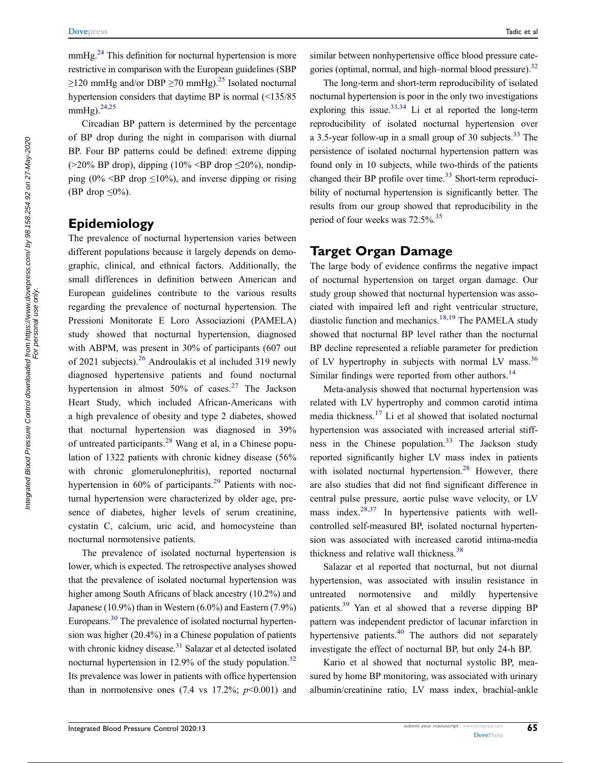mmHg.[24] This definition for nocturnal hypertension is more restrictive in comparison with the European guidelines (SBP ≥120 mmHg and/or DBP ≥70 mmHg).[25] Isolated nocturnal hypertension considers that daytime BP is normal (<135/85 mmHg).[24,25]

Circadian BP pattern is determined by the percentage of BP drop during the night in comparison with diurnal BP. Four BP patterns could be defined: extreme dipping (>20% BP drop), dipping (10% <BP drop ≤20%), nondipping (0% <BP drop ≤10%), and inverse dipping or rising (BP drop ≤0%).

## Epidemiology

The prevalence of nocturnal hypertension varies between different populations because it largely depends on demographic, clinical, and ethnical factors. Additionally, the small differences in definition between American and European guidelines contribute to the various results regarding the prevalence of nocturnal hypertension. The Pressioni Monitorate E Loro Associazioni (PAMELA) study showed that nocturnal hypertension, diagnosed with ABPM, was present in 30% of participants (607 out of 2021 subjects).[26] Androulakis et al included 319 newly diagnosed hypertensive patients and found nocturnal hypertension in almost 50% of cases.[27] The Jackson Heart Study, which included African-Americans with a high prevalence of obesity and type 2 diabetes, showed that nocturnal hypertension was diagnosed in 39% of untreated participants.[28] Wang et al, in a Chinese population of 1322 patients with chronic kidney disease (56% with chronic glomerulonephritis), reported nocturnal hypertension in 60% of participants.[29] Patients with nocturnal hypertension were characterized by older age, presence of diabetes, higher levels of serum creatinine, cystatin C, calcium, uric acid, and homocysteine than nocturnal normotensive patients.

The prevalence of isolated nocturnal hypertension is lower, which is expected. The retrospective analyses showed that the prevalence of isolated nocturnal hypertension was higher among South Africans of black ancestry (10.2%) and Japanese (10.9%) than in Western (6.0%) and Eastern (7.9%) Europeans.[30] The prevalence of isolated nocturnal hypertension was higher (20.4%) in a Chinese population of patients with chronic kidney disease.[31] Salazar et al detected isolated nocturnal hypertension in 12.9% of the study population.[32] Its prevalence was lower in patients with office hypertension than in normotensive ones (7.4 vs 17.2%; $p<0.001$) and similar between nonhypertensive office blood pressure categories (optimal, normal, and high–normal blood pressure).[32]

The long-term and short-term reproducibility of isolated nocturnal hypertension is poor in the only two investigations exploring this issue.[33,34] Li et al reported the long-term reproducibility of isolated nocturnal hypertension over a 3.5-year follow-up in a small group of 30 subjects.[33] The persistence of isolated nocturnal hypertension pattern was found only in 10 subjects, while two-thirds of the patients changed their BP profile over time.[33] Short-term reproducibility of nocturnal hypertension is significantly better. The results from our group showed that reproducibility in the period of four weeks was 72.5%.[35]

## Target Organ Damage

The large body of evidence confirms the negative impact of nocturnal hypertension on target organ damage. Our study group showed that nocturnal hypertension was associated with impaired left and right ventricular structure, diastolic function and mechanics.[18,19] The PAMELA study showed that nocturnal BP level rather than the nocturnal BP decline represented a reliable parameter for prediction of LV hypertrophy in subjects with normal LV mass.[36] Similar findings were reported from other authors.[14]

Meta-analysis showed that nocturnal hypertension was related with LV hypertrophy and common carotid intima media thickness.[17] Li et al showed that isolated nocturnal hypertension was associated with increased arterial stiffness in the Chinese population.[33] The Jackson study reported significantly higher LV mass index in patients with isolated nocturnal hypertension.[28] However, there are also studies that did not find significant difference in central pulse pressure, aortic pulse wave velocity, or LV mass index.[28,37] In hypertensive patients with well-controlled self-measured BP, isolated nocturnal hypertension was associated with increased carotid intima-media thickness and relative wall thickness.[38]

Salazar et al reported that nocturnal, but not diurnal hypertension, was associated with insulin resistance in untreated normotensive and mildly hypertensive patients.[39] Yan et al showed that a reverse dipping BP pattern was independent predictor of lacunar infarction in hypertensive patients.[40] The authors did not separately investigate the effect of nocturnal BP, but only 24-h BP.

Kario et al showed that nocturnal systolic BP, measured by home BP monitoring, was associated with urinary albumin/creatinine ratio, LV mass index, brachial-ankle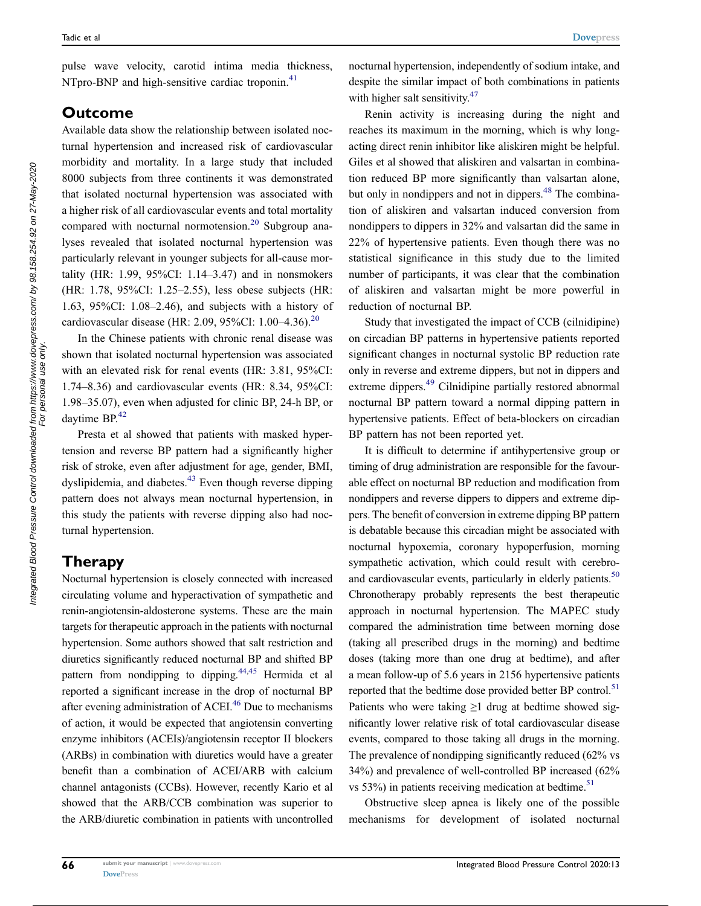pulse wave velocity, carotid intima media thickness, NTpro-BNP and high-sensitive cardiac troponin.[41]

## Outcome

Available data show the relationship between isolated nocturnal hypertension and increased risk of cardiovascular morbidity and mortality. In a large study that included 8000 subjects from three continents it was demonstrated that isolated nocturnal hypertension was associated with a higher risk of all cardiovascular events and total mortality compared with nocturnal normotension.[20] Subgroup analyses revealed that isolated nocturnal hypertension was particularly relevant in younger subjects for all-cause mortality (HR: 1.99, 95%CI: 1.14–3.47) and in nonsmokers (HR: 1.78, 95%CI: 1.25–2.55), less obese subjects (HR: 1.63, 95%CI: 1.08–2.46), and subjects with a history of cardiovascular disease (HR: 2.09, 95%CI: 1.00–4.36).[20]

In the Chinese patients with chronic renal disease was shown that isolated nocturnal hypertension was associated with an elevated risk for renal events (HR: 3.81, 95%CI: 1.74–8.36) and cardiovascular events (HR: 8.34, 95%CI: 1.98–35.07), even when adjusted for clinic BP, 24-h BP, or daytime BP.[42]

Presta et al showed that patients with masked hypertension and reverse BP pattern had a significantly higher risk of stroke, even after adjustment for age, gender, BMI, dyslipidemia, and diabetes.[43] Even though reverse dipping pattern does not always mean nocturnal hypertension, in this study the patients with reverse dipping also had nocturnal hypertension.

## Therapy

Nocturnal hypertension is closely connected with increased circulating volume and hyperactivation of sympathetic and renin-angiotensin-aldosterone systems. These are the main targets for therapeutic approach in the patients with nocturnal hypertension. Some authors showed that salt restriction and diuretics significantly reduced nocturnal BP and shifted BP pattern from nondipping to dipping.[44,45] Hermida et al reported a significant increase in the drop of nocturnal BP after evening administration of ACEI.[46] Due to mechanisms of action, it would be expected that angiotensin converting enzyme inhibitors (ACEIs)/angiotensin receptor II blockers (ARBs) in combination with diuretics would have a greater benefit than a combination of ACEI/ARB with calcium channel antagonists (CCBs). However, recently Kario et al showed that the ARB/CCB combination was superior to the ARB/diuretic combination in patients with uncontrolled nocturnal hypertension, independently of sodium intake, and despite the similar impact of both combinations in patients with higher salt sensitivity.[47]

Renin activity is increasing during the night and reaches its maximum in the morning, which is why long-acting direct renin inhibitor like aliskiren might be helpful. Giles et al showed that aliskiren and valsartan in combination reduced BP more significantly than valsartan alone, but only in nondippers and not in dippers.[48] The combination of aliskiren and valsartan induced conversion from nondippers to dippers in 32% and valsartan did the same in 22% of hypertensive patients. Even though there was no statistical significance in this study due to the limited number of participants, it was clear that the combination of aliskiren and valsartan might be more powerful in reduction of nocturnal BP.

Study that investigated the impact of CCB (cilnidipine) on circadian BP patterns in hypertensive patients reported significant changes in nocturnal systolic BP reduction rate only in reverse and extreme dippers, but not in dippers and extreme dippers.[49] Cilnidipine partially restored abnormal nocturnal BP pattern toward a normal dipping pattern in hypertensive patients. Effect of beta-blockers on circadian BP pattern has not been reported yet.

It is difficult to determine if antihypertensive group or timing of drug administration are responsible for the favourable effect on nocturnal BP reduction and modification from nondippers and reverse dippers to dippers and extreme dippers. The benefit of conversion in extreme dipping BP pattern is debatable because this circadian might be associated with nocturnal hypoxemia, coronary hypoperfusion, morning sympathetic activation, which could result with cerebro- and cardiovascular events, particularly in elderly patients.[50] Chronotherapy probably represents the best therapeutic approach in nocturnal hypertension. The MAPEC study compared the administration time between morning dose (taking all prescribed drugs in the morning) and bedtime doses (taking more than one drug at bedtime), and after a mean follow-up of 5.6 years in 2156 hypertensive patients reported that the bedtime dose provided better BP control.[51] Patients who were taking ≥1 drug at bedtime showed significantly lower relative risk of total cardiovascular disease events, compared to those taking all drugs in the morning. The prevalence of nondipping significantly reduced (62% vs 34%) and prevalence of well-controlled BP increased (62% vs 53%) in patients receiving medication at bedtime.[51]

Obstructive sleep apnea is likely one of the possible mechanisms for development of isolated nocturnal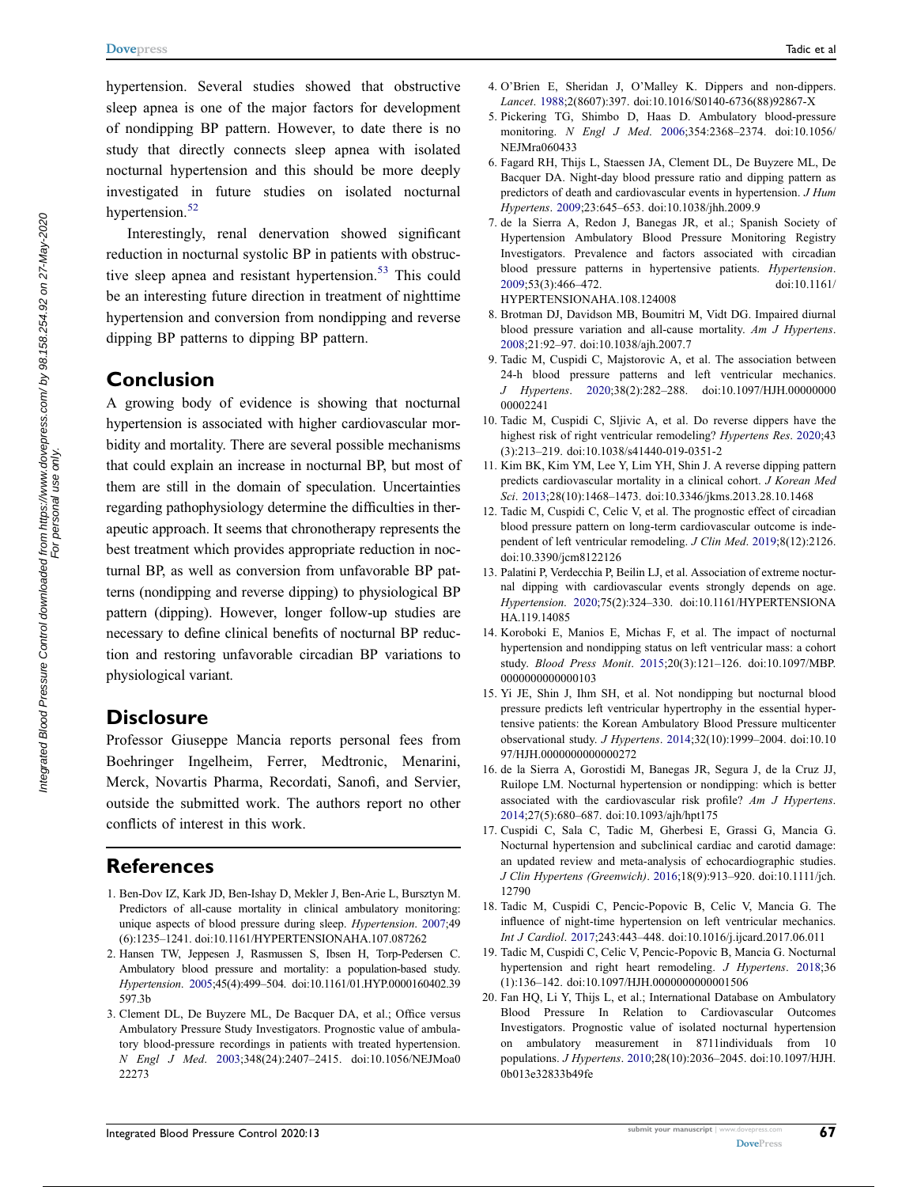hypertension. Several studies showed that obstructive sleep apnea is one of the major factors for development of nondipping BP pattern. However, to date there is no study that directly connects sleep apnea with isolated nocturnal hypertension and this should be more deeply investigated in future studies on isolated nocturnal hypertension.[52]

Interestingly, renal denervation showed significant reduction in nocturnal systolic BP in patients with obstructive sleep apnea and resistant hypertension.[53] This could be an interesting future direction in treatment of nighttime hypertension and conversion from nondipping and reverse dipping BP patterns to dipping BP pattern.

## Conclusion

A growing body of evidence is showing that nocturnal hypertension is associated with higher cardiovascular morbidity and mortality. There are several possible mechanisms that could explain an increase in nocturnal BP, but most of them are still in the domain of speculation. Uncertainties regarding pathophysiology determine the difficulties in therapeutic approach. It seems that chronotherapy represents the best treatment which provides appropriate reduction in nocturnal BP, as well as conversion from unfavorable BP patterns (nondipping and reverse dipping) to physiological BP pattern (dipping). However, longer follow-up studies are necessary to define clinical benefits of nocturnal BP reduction and restoring unfavorable circadian BP variations to physiological variant.

## Disclosure

Professor Giuseppe Mancia reports personal fees from Boehringer Ingelheim, Ferrer, Medtronic, Menarini, Merck, Novartis Pharma, Recordati, Sanofi, and Servier, outside the submitted work. The authors report no other conflicts of interest in this work.

## References

1. Ben-Dov IZ, Kark JD, Ben-Ishay D, Mekler J, Ben-Arie L, Bursztyn M. Predictors of all-cause mortality in clinical ambulatory monitoring: unique aspects of blood pressure during sleep. *Hypertension*. 2007;49(6):1235–1241. doi:10.1161/HYPERTENSIONAHA.107.087262
2. Hansen TW, Jeppesen J, Rasmussen S, Ibsen H, Torp-Pedersen C. Ambulatory blood pressure and mortality: a population-based study. *Hypertension*. 2005;45(4):499–504. doi:10.1161/01.HYP.0000160402.39597.3b
3. Clement DL, De Buyzere ML, De Bacquer DA, et al.; Office versus Ambulatory Pressure Study Investigators. Prognostic value of ambulatory blood-pressure recordings in patients with treated hypertension. *N Engl J Med*. 2003;348(24):2407–2415. doi:10.1056/NEJMoa022273
4. O'Brien E, Sheridan J, O'Malley K. Dippers and non-dippers. *Lancet*. 1988;2(8607):397. doi:10.1016/S0140-6736(88)92867-X
5. Pickering TG, Shimbo D, Haas D. Ambulatory blood-pressure monitoring. *N Engl J Med*. 2006;354:2368–2374. doi:10.1056/NEJMra060433
6. Fagard RH, Thijs L, Staessen JA, Clement DL, De Buyzere ML, De Bacquer DA. Night-day blood pressure ratio and dipping pattern as predictors of death and cardiovascular events in hypertension. *J Hum Hypertens*. 2009;23:645–653. doi:10.1038/jhh.2009.9
7. de la Sierra A, Redon J, Banegas JR, et al.; Spanish Society of Hypertension Ambulatory Blood Pressure Monitoring Registry Investigators. Prevalence and factors associated with circadian blood pressure patterns in hypertensive patients. *Hypertension*. 2009;53(3):466–472. doi:10.1161/HYPERTENSIONAHA.108.124008
8. Brotman DJ, Davidson MB, Boumitri M, Vidt DG. Impaired diurnal blood pressure variation and all-cause mortality. *Am J Hypertens*. 2008;21:92–97. doi:10.1038/ajh.2007.7
9. Tadic M, Cuspidi C, Majstorovic A, et al. The association between 24-h blood pressure patterns and left ventricular mechanics. *J Hypertens*. 2020;38(2):282–288. doi:10.1097/HJH.0000000000002241
10. Tadic M, Cuspidi C, Sljivic A, et al. Do reverse dippers have the highest risk of right ventricular remodeling? *Hypertens Res*. 2020;43(3):213–219. doi:10.1038/s41440-019-0351-2
11. Kim BK, Kim YM, Lee Y, Lim YH, Shin J. A reverse dipping pattern predicts cardiovascular mortality in a clinical cohort. *J Korean Med Sci*. 2013;28(10):1468–1473. doi:10.3346/jkms.2013.28.10.1468
12. Tadic M, Cuspidi C, Celic V, et al. The prognostic effect of circadian blood pressure pattern on long-term cardiovascular outcome is independent of left ventricular remodeling. *J Clin Med*. 2019;8(12):2126. doi:10.3390/jcm8122126
13. Palatini P, Verdecchia P, Beilin LJ, et al. Association of extreme nocturnal dipping with cardiovascular events strongly depends on age. *Hypertension*. 2020;75(2):324–330. doi:10.1161/HYPERTENSIONAHA.119.14085
14. Koroboki E, Manios E, Michas F, et al. The impact of nocturnal hypertension and nondipping status on left ventricular mass: a cohort study. *Blood Press Monit*. 2015;20(3):121–126. doi:10.1097/MBP.0000000000000103
15. Yi JE, Shin J, Ihm SH, et al. Not nondipping but nocturnal blood pressure predicts left ventricular hypertrophy in the essential hypertensive patients: the Korean Ambulatory Blood Pressure multicenter observational study. *J Hypertens*. 2014;32(10):1999–2004. doi:10.1097/HJH.0000000000000272
16. de la Sierra A, Gorostidi M, Banegas JR, Segura J, de la Cruz JJ, Ruilope LM. Nocturnal hypertension or nondipping: which is better associated with the cardiovascular risk profile? *Am J Hypertens*. 2014;27(5):680–687. doi:10.1093/ajh/hpt175
17. Cuspidi C, Sala C, Tadic M, Gherbesi E, Grassi G, Mancia G. Nocturnal hypertension and subclinical cardiac and carotid damage: an updated review and meta-analysis of echocardiographic studies. *J Clin Hypertens (Greenwich)*. 2016;18(9):913–920. doi:10.1111/jch.12790
18. Tadic M, Cuspidi C, Pencic-Popovic B, Celic V, Mancia G. The influence of night-time hypertension on left ventricular mechanics. *Int J Cardiol*. 2017;243:443–448. doi:10.1016/j.ijcard.2017.06.011
19. Tadic M, Cuspidi C, Celic V, Pencic-Popovic B, Mancia G. Nocturnal hypertension and right heart remodeling. *J Hypertens*. 2018;36(1):136–142. doi:10.1097/HJH.0000000000001506
20. Fan HQ, Li Y, Thijs L, et al.; International Database on Ambulatory Blood Pressure In Relation to Cardiovascular Outcomes Investigators. Prognostic value of isolated nocturnal hypertension on ambulatory measurement in 8711individuals from 10 populations. *J Hypertens*. 2010;28(10):2036–2045. doi:10.1097/HJH.0b013e32833b49fe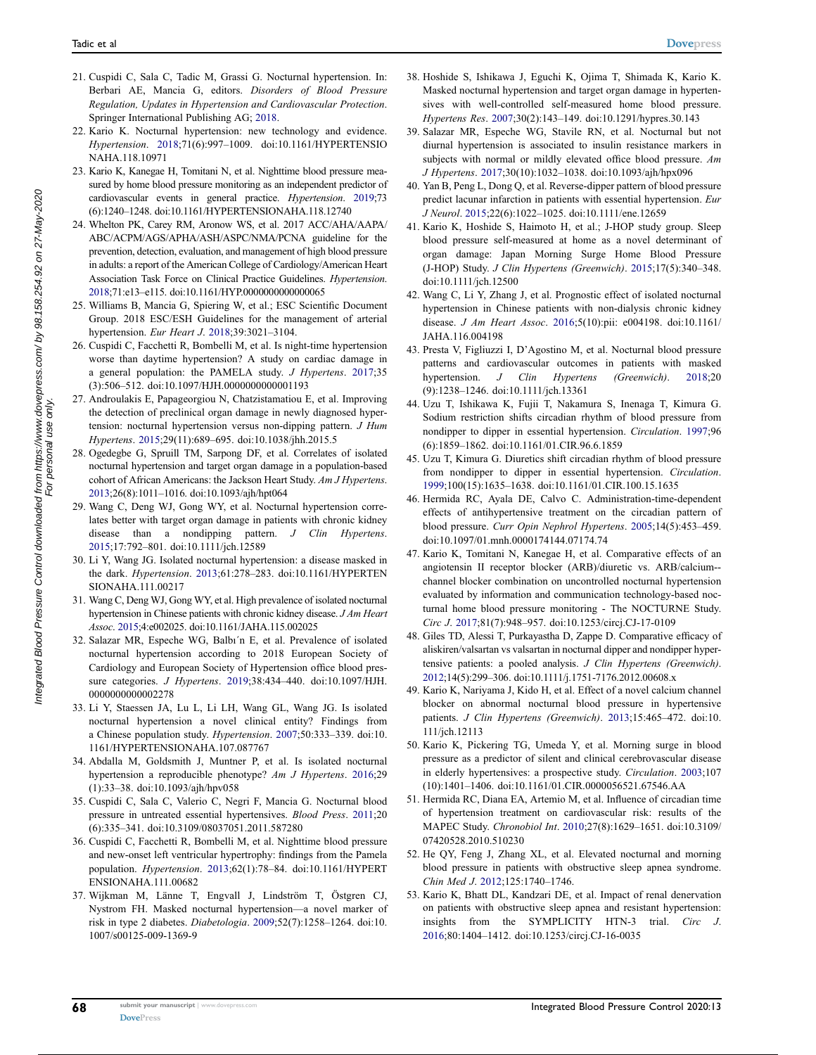21. Cuspidi C, Sala C, Tadic M, Grassi G. Nocturnal hypertension. In: Berbari AE, Mancia G, editors. *Disorders of Blood Pressure Regulation, Updates in Hypertension and Cardiovascular Protection*. Springer International Publishing AG; 2018.
22. Kario K. Nocturnal hypertension: new technology and evidence. *Hypertension*. 2018;71(6):997–1009. doi:10.1161/HYPERTENSIONAHA.118.10971
23. Kario K, Kanegae H, Tomitani N, et al. Nighttime blood pressure measured by home blood pressure monitoring as an independent predictor of cardiovascular events in general practice. *Hypertension*. 2019;73(6):1240–1248. doi:10.1161/HYPERTENSIONAHA.118.12740
24. Whelton PK, Carey RM, Aronow WS, et al. 2017 ACC/AHA/AAPA/ABC/ACPM/AGS/APHA/ASH/ASPC/NMA/PCNA guideline for the prevention, detection, evaluation, and management of high blood pressure in adults: a report of the American College of Cardiology/American Heart Association Task Force on Clinical Practice Guidelines. *Hypertension*. 2018;71:e13–e115. doi:10.1161/HYP.0000000000000065
25. Williams B, Mancia G, Spiering W, et al.; ESC Scientific Document Group. 2018 ESC/ESH Guidelines for the management of arterial hypertension. *Eur Heart J*. 2018;39:3021–3104.
26. Cuspidi C, Facchetti R, Bombelli M, et al. Is night-time hypertension worse than daytime hypertension? A study on cardiac damage in a general population: the PAMELA study. *J Hypertens*. 2017;35(3):506–512. doi:10.1097/HJH.0000000000001193
27. Androulakis E, Papageorgiou N, Chatzistamatiou E, et al. Improving the detection of preclinical organ damage in newly diagnosed hypertension: nocturnal hypertension versus non-dipping pattern. *J Hum Hypertens*. 2015;29(11):689–695. doi:10.1038/jhh.2015.5
28. Ogedegbe G, Spruill TM, Sarpong DF, et al. Correlates of isolated nocturnal hypertension and target organ damage in a population-based cohort of African Americans: the Jackson Heart Study. *Am J Hypertens*. 2013;26(8):1011–1016. doi:10.1093/ajh/hpt064
29. Wang C, Deng WJ, Gong WY, et al. Nocturnal hypertension correlates better with target organ damage in patients with chronic kidney disease than a nondipping pattern. *J Clin Hypertens*. 2015;17:792–801. doi:10.1111/jch.12589
30. Li Y, Wang JG. Isolated nocturnal hypertension: a disease masked in the dark. *Hypertension*. 2013;61:278–283. doi:10.1161/HYPERTENSIONAHA.111.00217
31. Wang C, Deng WJ, Gong WY, et al. High prevalence of isolated nocturnal hypertension in Chinese patients with chronic kidney disease. *J Am Heart Assoc*. 2015;4:e002025. doi:10.1161/JAHA.115.002025
32. Salazar MR, Espeche WG, Balbı´n E, et al. Prevalence of isolated nocturnal hypertension according to 2018 European Society of Cardiology and European Society of Hypertension office blood pressure categories. *J Hypertens*. 2019;38:434–440. doi:10.1097/HJH.0000000000002278
33. Li Y, Staessen JA, Lu L, Li LH, Wang GL, Wang JG. Is isolated nocturnal hypertension a novel clinical entity? Findings from a Chinese population study. *Hypertension*. 2007;50:333–339. doi:10.1161/HYPERTENSIONAHA.107.087767
34. Abdalla M, Goldsmith J, Muntner P, et al. Is isolated nocturnal hypertension a reproducible phenotype? *Am J Hypertens*. 2016;29(1):33–38. doi:10.1093/ajh/hpv058
35. Cuspidi C, Sala C, Valerio C, Negri F, Mancia G. Nocturnal blood pressure in untreated essential hypertensives. *Blood Press*. 2011;20(6):335–341. doi:10.3109/08037051.2011.587280
36. Cuspidi C, Facchetti R, Bombelli M, et al. Nighttime blood pressure and new-onset left ventricular hypertrophy: findings from the Pamela population. *Hypertension*. 2013;62(1):78–84. doi:10.1161/HYPERTENSIONAHA.111.00682
37. Wijkman M, Länne T, Engvall J, Lindström T, Östgren CJ, Nystrom FH. Masked nocturnal hypertension—a novel marker of risk in type 2 diabetes. *Diabetologia*. 2009;52(7):1258–1264. doi:10.1007/s00125-009-1369-9
38. Hoshide S, Ishikawa J, Eguchi K, Ojima T, Shimada K, Kario K. Masked nocturnal hypertension and target organ damage in hypertensives with well-controlled self-measured home blood pressure. *Hypertens Res*. 2007;30(2):143–149. doi:10.1291/hypres.30.143
39. Salazar MR, Espeche WG, Stavile RN, et al. Nocturnal but not diurnal hypertension is associated to insulin resistance markers in subjects with normal or mildly elevated office blood pressure. *Am J Hypertens*. 2017;30(10):1032–1038. doi:10.1093/ajh/hpx096
40. Yan B, Peng L, Dong Q, et al. Reverse-dipper pattern of blood pressure predict lacunar infarction in patients with essential hypertension. *Eur J Neurol*. 2015;22(6):1022–1025. doi:10.1111/ene.12659
41. Kario K, Hoshide S, Haimoto H, et al.; J-HOP study group. Sleep blood pressure self-measured at home as a novel determinant of organ damage: Japan Morning Surge Home Blood Pressure (J-HOP) Study. *J Clin Hypertens (Greenwich)*. 2015;17(5):340–348. doi:10.1111/jch.12500
42. Wang C, Li Y, Zhang J, et al. Prognostic effect of isolated nocturnal hypertension in Chinese patients with non-dialysis chronic kidney disease. *J Am Heart Assoc*. 2016;5(10):pii: e004198. doi:10.1161/JAHA.116.004198
43. Presta V, Figliuzzi I, D'Agostino M, et al. Nocturnal blood pressure patterns and cardiovascular outcomes in patients with masked hypertension. *J Clin Hypertens (Greenwich)*. 2018;20(9):1238–1246. doi:10.1111/jch.13361
44. Uzu T, Ishikawa K, Fujii T, Nakamura S, Inenaga T, Kimura G. Sodium restriction shifts circadian rhythm of blood pressure from nondipper to dipper in essential hypertension. *Circulation*. 1997;96(6):1859–1862. doi:10.1161/01.CIR.96.6.1859
45. Uzu T, Kimura G. Diuretics shift circadian rhythm of blood pressure from nondipper to dipper in essential hypertension. *Circulation*. 1999;100(15):1635–1638. doi:10.1161/01.CIR.100.15.1635
46. Hermida RC, Ayala DE, Calvo C. Administration-time-dependent effects of antihypertensive treatment on the circadian pattern of blood pressure. *Curr Opin Nephrol Hypertens*. 2005;14(5):453–459. doi:10.1097/01.mnh.0000174144.07174.74
47. Kario K, Tomitani N, Kanegae H, et al. Comparative effects of an angiotensin II receptor blocker (ARB)/diuretic vs. ARB/calcium--channel blocker combination on uncontrolled nocturnal hypertension evaluated by information and communication technology-based nocturnal home blood pressure monitoring - The NOCTURNE Study. *Circ J*. 2017;81(7):948–957. doi:10.1253/circj.CJ-17-0109
48. Giles TD, Alessi T, Purkayastha D, Zappe D. Comparative efficacy of aliskiren/valsartan vs valsartan in nocturnal dipper and nondipper hypertensive patients: a pooled analysis. *J Clin Hypertens (Greenwich)*. 2012;14(5):299–306. doi:10.1111/j.1751-7176.2012.00608.x
49. Kario K, Nariyama J, Kido H, et al. Effect of a novel calcium channel blocker on abnormal nocturnal blood pressure in hypertensive patients. *J Clin Hypertens (Greenwich)*. 2013;15:465–472. doi:10.111/jch.12113
50. Kario K, Pickering TG, Umeda Y, et al. Morning surge in blood pressure as a predictor of silent and clinical cerebrovascular disease in elderly hypertensives: a prospective study. *Circulation*. 2003;107(10):1401–1406. doi:10.1161/01.CIR.0000056521.67546.AA
51. Hermida RC, Diana EA, Artemio M, et al. Influence of circadian time of hypertension treatment on cardiovascular risk: results of the MAPEC Study. *Chronobiol Int*. 2010;27(8):1629–1651. doi:10.3109/07420528.2010.510230
52. He QY, Feng J, Zhang XL, et al. Elevated nocturnal and morning blood pressure in patients with obstructive sleep apnea syndrome. *Chin Med J*. 2012;125:1740–1746.
53. Kario K, Bhatt DL, Kandzari DE, et al. Impact of renal denervation on patients with obstructive sleep apnea and resistant hypertension: insights from the SYMPLICITY HTN-3 trial. *Circ J*. 2016;80:1404–1412. doi:10.1253/circj.CJ-16-0035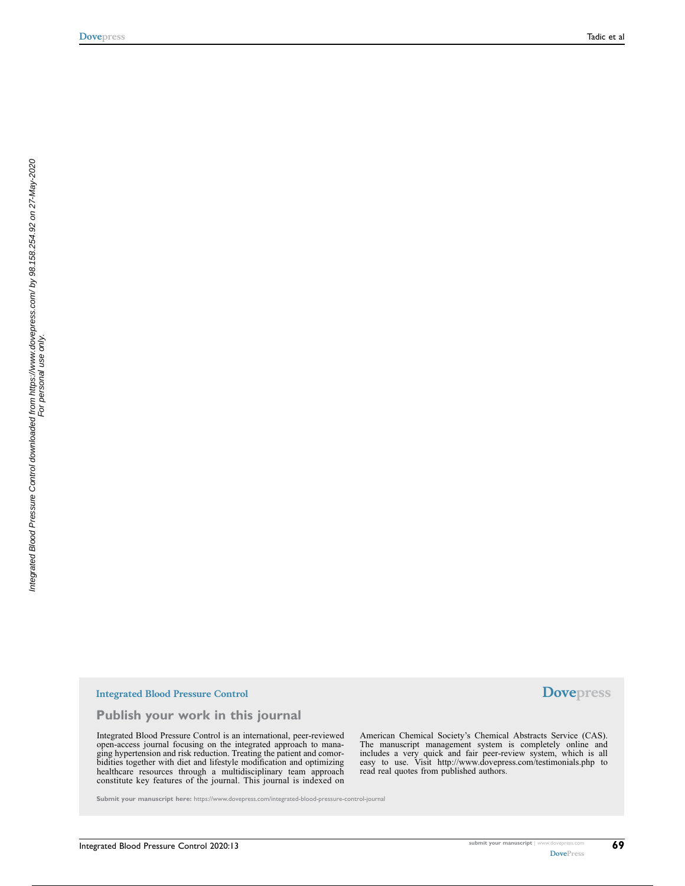**Integrated Blood Pressure Control**

**Dovepress**

## Publish your work in this journal

Integrated Blood Pressure Control is an international, peer-reviewed open-access journal focusing on the integrated approach to managing hypertension and risk reduction. Treating the patient and comorbidities together with diet and lifestyle modification and optimizing healthcare resources through a multidisciplinary team approach constitute key features of the journal. This journal is indexed on American Chemical Society's Chemical Abstracts Service (CAS). The manuscript management system is completely online and includes a very quick and fair peer-review system, which is all easy to use. Visit http://www.dovepress.com/testimonials.php to read real quotes from published authors.

**Submit your manuscript here:** https://www.dovepress.com/integrated-blood-pressure-control-journal